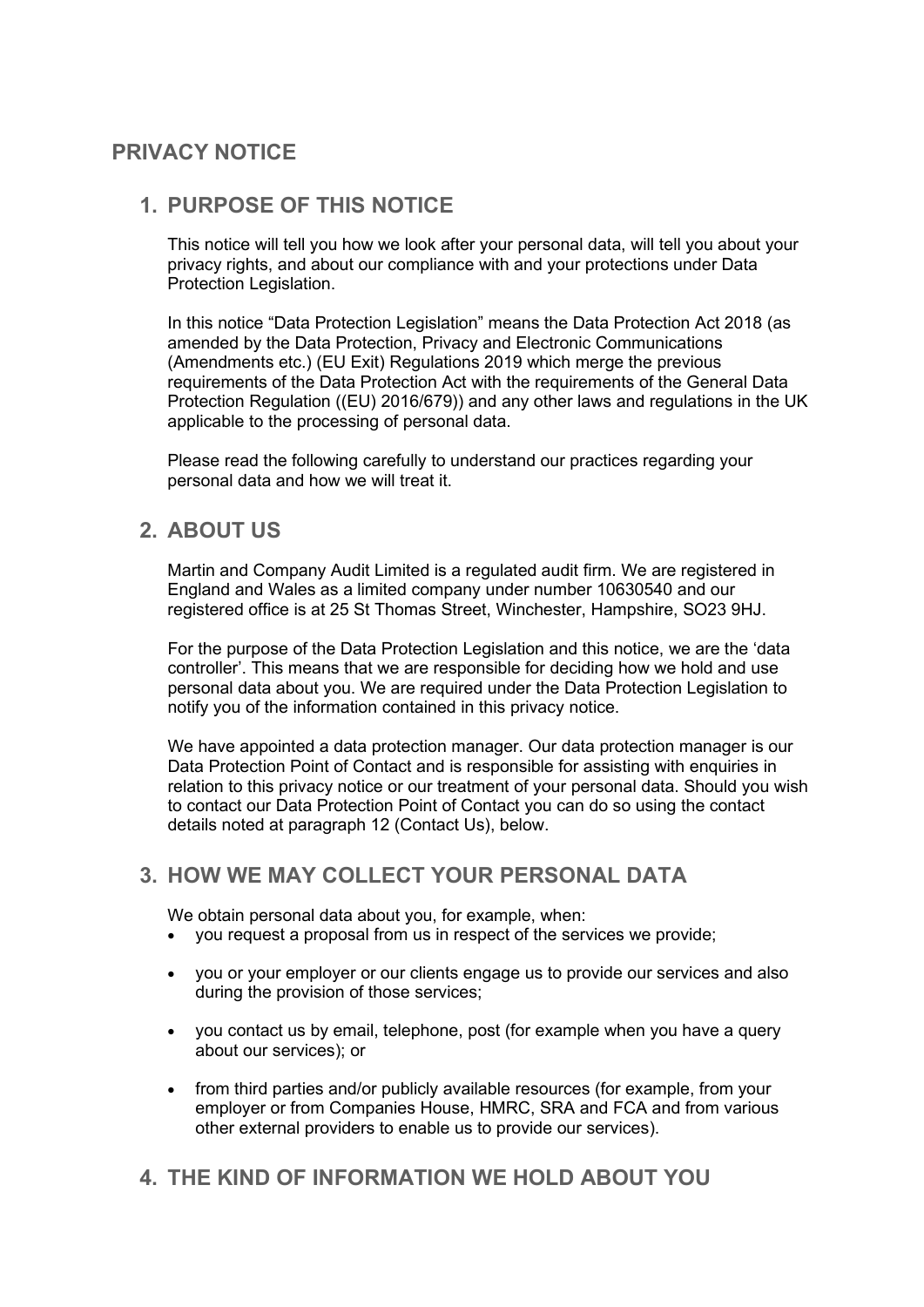# PRIVACY NOTICE

## 1. PURPOSE OF THIS NOTICE

This notice will tell you how we look after your personal data, will tell you about your privacy rights, and about our compliance with and your protections under Data Protection Legislation.

In this notice "Data Protection Legislation" means the Data Protection Act 2018 (as amended by the Data Protection, Privacy and Electronic Communications (Amendments etc.) (EU Exit) Regulations 2019 which merge the previous requirements of the Data Protection Act with the requirements of the General Data Protection Regulation ((EU) 2016/679)) and any other laws and regulations in the UK applicable to the processing of personal data.

Please read the following carefully to understand our practices regarding your personal data and how we will treat it.

## 2. ABOUT US

Martin and Company Audit Limited is a regulated audit firm. We are registered in England and Wales as a limited company under number 10630540 and our registered office is at 25 St Thomas Street, Winchester, Hampshire, SO23 9HJ.

For the purpose of the Data Protection Legislation and this notice, we are the 'data controller'. This means that we are responsible for deciding how we hold and use personal data about you. We are required under the Data Protection Legislation to notify you of the information contained in this privacy notice.

We have appointed a data protection manager. Our data protection manager is our Data Protection Point of Contact and is responsible for assisting with enquiries in relation to this privacy notice or our treatment of your personal data. Should you wish to contact our Data Protection Point of Contact you can do so using the contact details noted at paragraph 12 (Contact Us), below.

## 3. HOW WE MAY COLLECT YOUR PERSONAL DATA

We obtain personal data about you, for example, when:

- you request a proposal from us in respect of the services we provide;
- you or your employer or our clients engage us to provide our services and also during the provision of those services;
- you contact us by email, telephone, post (for example when you have a query about our services); or
- from third parties and/or publicly available resources (for example, from your employer or from Companies House, HMRC, SRA and FCA and from various other external providers to enable us to provide our services).

## 4. THE KIND OF INFORMATION WE HOLD ABOUT YOU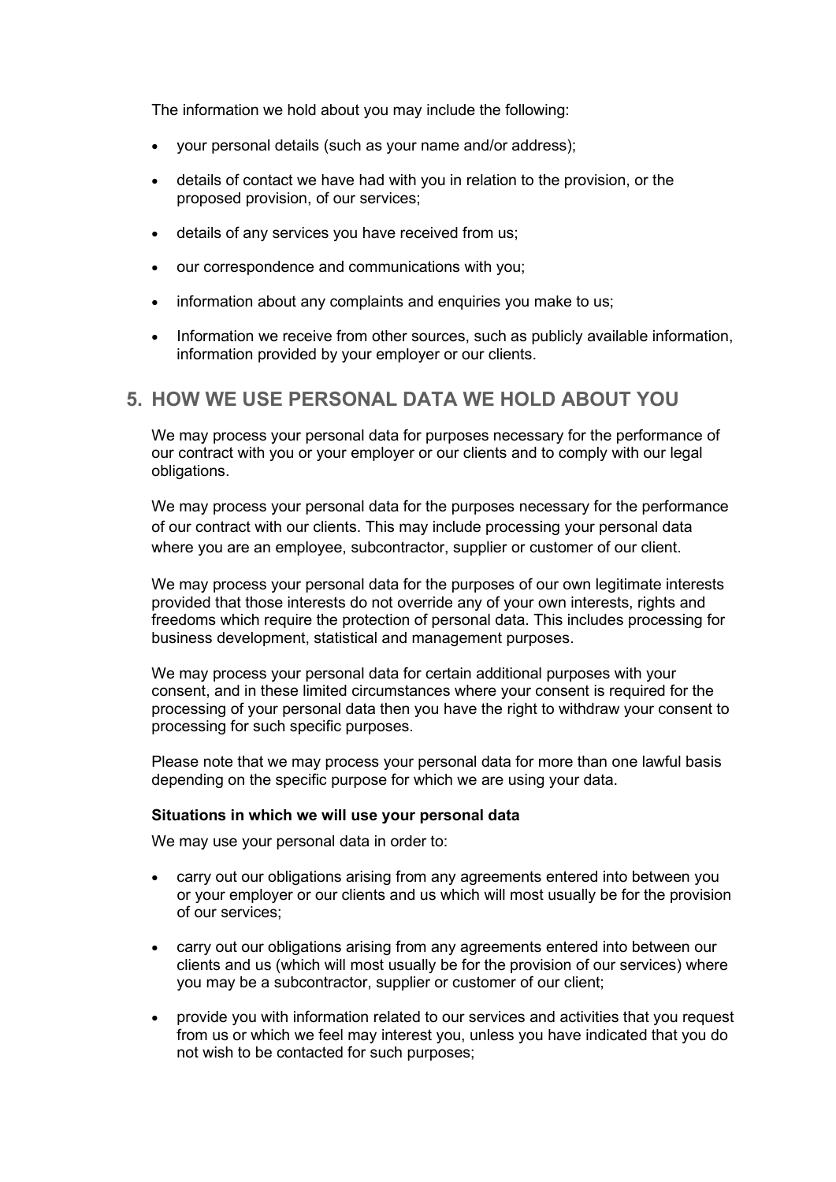The information we hold about you may include the following:

- your personal details (such as your name and/or address);
- details of contact we have had with you in relation to the provision, or the proposed provision, of our services;
- details of any services you have received from us;
- our correspondence and communications with you;
- information about any complaints and enquiries you make to us;
- Information we receive from other sources, such as publicly available information, information provided by your employer or our clients.

## 5. HOW WE USE PERSONAL DATA WE HOLD ABOUT YOU

We may process your personal data for purposes necessary for the performance of our contract with you or your employer or our clients and to comply with our legal obligations.

We may process your personal data for the purposes necessary for the performance of our contract with our clients. This may include processing your personal data where you are an employee, subcontractor, supplier or customer of our client.

We may process your personal data for the purposes of our own legitimate interests provided that those interests do not override any of your own interests, rights and freedoms which require the protection of personal data. This includes processing for business development, statistical and management purposes.

We may process your personal data for certain additional purposes with your consent, and in these limited circumstances where your consent is required for the processing of your personal data then you have the right to withdraw your consent to processing for such specific purposes.

Please note that we may process your personal data for more than one lawful basis depending on the specific purpose for which we are using your data.

**Situations in which we will use your personal data**

We may use your personal data in order to:

- carry out our obligations arising from any agreements entered into between you or your employer or our clients and us which will most usually be for the provision of our services;
- carry out our obligations arising from any agreements entered into between our clients and us (which will most usually be for the provision of our services) where you may be a subcontractor, supplier or customer of our client;
- provide you with information related to our services and activities that you request from us or which we feel may interest you, unless you have indicated that you do not wish to be contacted for such purposes;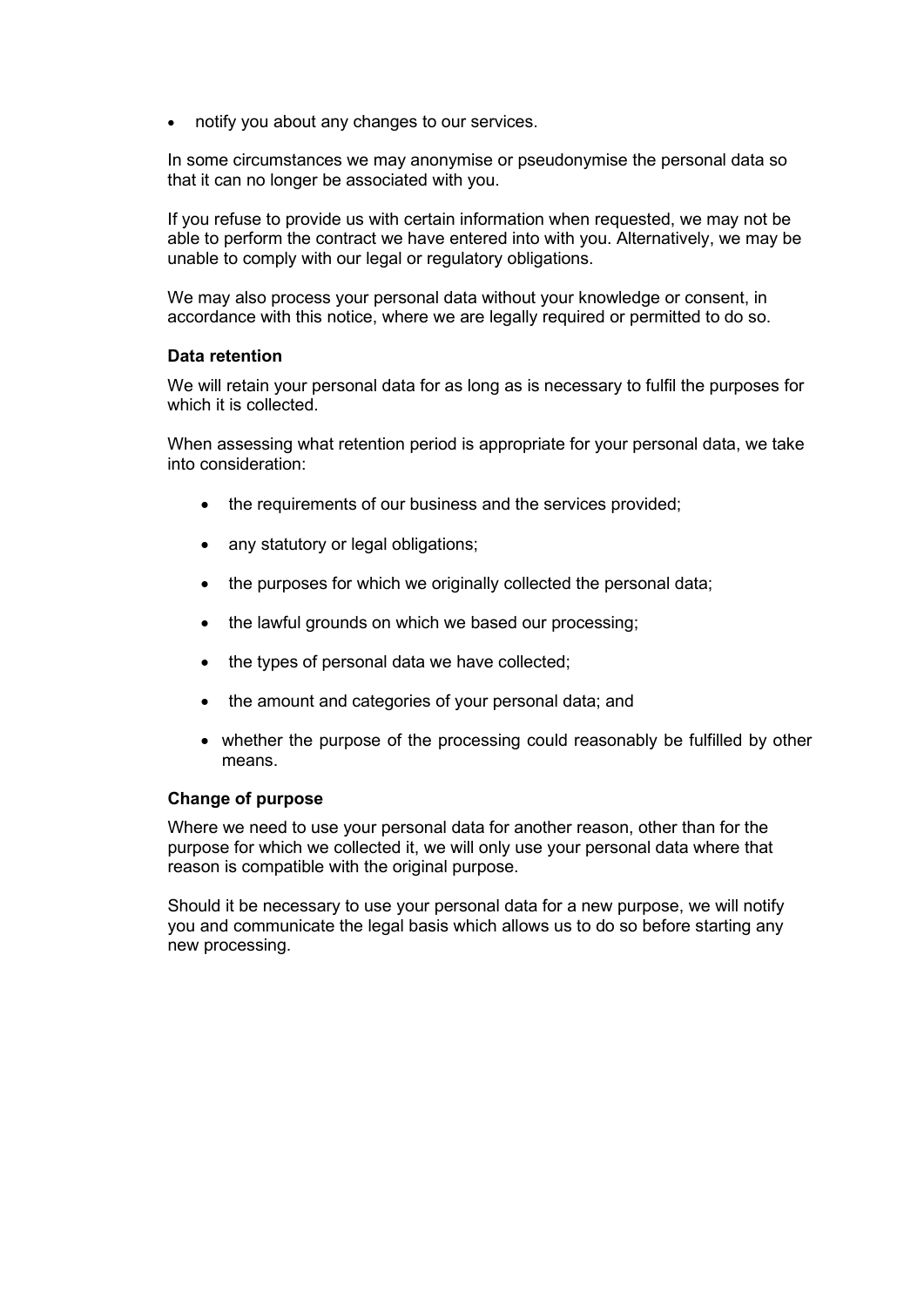- notify you about any changes to our services.

In some circumstances we may anonymise or pseudonymise the personal data so that it can no longer be associated with you.

If you refuse to provide us with certain information when requested, we may not be able to perform the contract we have entered into with you. Alternatively, we may be unable to comply with our legal or regulatory obligations.

We may also process your personal data without your knowledge or consent, in accordance with this notice, where we are legally required or permitted to do so.

**Data retention**

We will retain your personal data for as long as is necessary to fulfil the purposes for which it is collected.

When assessing what retention period is appropriate for your personal data, we take into consideration:

- the requirements of our business and the services provided;
- any statutory or legal obligations;
- the purposes for which we originally collected the personal data;
- the lawful grounds on which we based our processing;
- the types of personal data we have collected;
- the amount and categories of your personal data; and
- whether the purpose of the processing could reasonably be fulfilled by other means.

**Change of purpose**

Where we need to use your personal data for another reason, other than for the purpose for which we collected it, we will only use your personal data where that reason is compatible with the original purpose.

Should it be necessary to use your personal data for a new purpose, we will notify you and communicate the legal basis which allows us to do so before starting any new processing.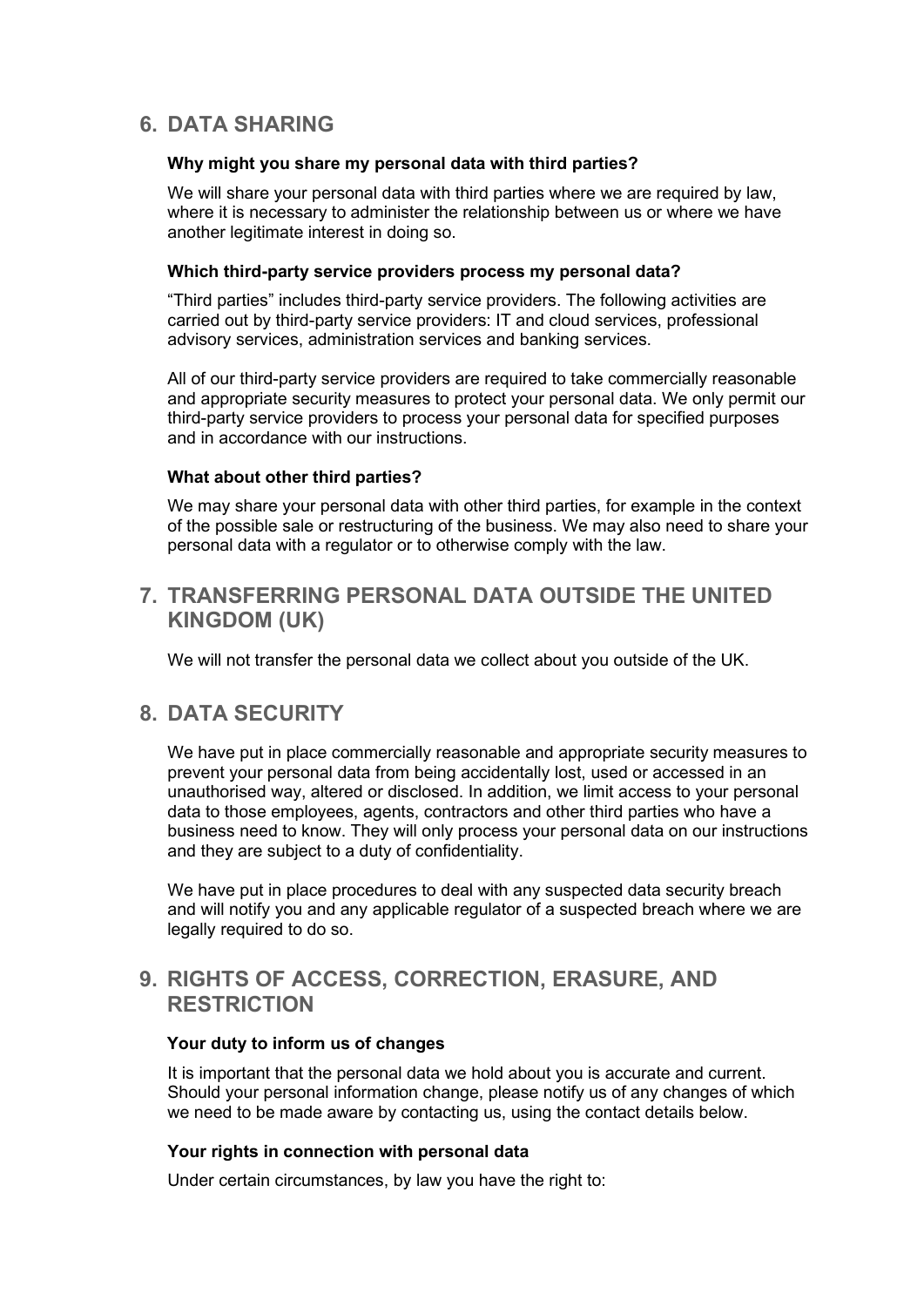## 6. DATA SHARING

**Why might you share my personal data with third parties?**

We will share your personal data with third parties where we are required by law, where it is necessary to administer the relationship between us or where we have another legitimate interest in doing so.

**Which third-party service providers process my personal data?**

"Third parties" includes third-party service providers. The following activities are carried out by third-party service providers: IT and cloud services, professional advisory services, administration services and banking services.

All of our third-party service providers are required to take commercially reasonable and appropriate security measures to protect your personal data. We only permit our third-party service providers to process your personal data for specified purposes and in accordance with our instructions.

**What about other third parties?**

We may share your personal data with other third parties, for example in the context of the possible sale or restructuring of the business. We may also need to share your personal data with a regulator or to otherwise comply with the law.

## 7. TRANSFERRING PERSONAL DATA OUTSIDE THE UNITED KINGDOM (UK)

We will not transfer the personal data we collect about you outside of the UK.

## 8. DATA SECURITY

We have put in place commercially reasonable and appropriate security measures to prevent your personal data from being accidentally lost, used or accessed in an unauthorised way, altered or disclosed. In addition, we limit access to your personal data to those employees, agents, contractors and other third parties who have a business need to know. They will only process your personal data on our instructions and they are subject to a duty of confidentiality.

We have put in place procedures to deal with any suspected data security breach and will notify you and any applicable regulator of a suspected breach where we are legally required to do so.

## 9. RIGHTS OF ACCESS, CORRECTION, ERASURE, AND RESTRICTION

**Your duty to inform us of changes**

It is important that the personal data we hold about you is accurate and current. Should your personal information change, please notify us of any changes of which we need to be made aware by contacting us, using the contact details below.

**Your rights in connection with personal data**

Under certain circumstances, by law you have the right to: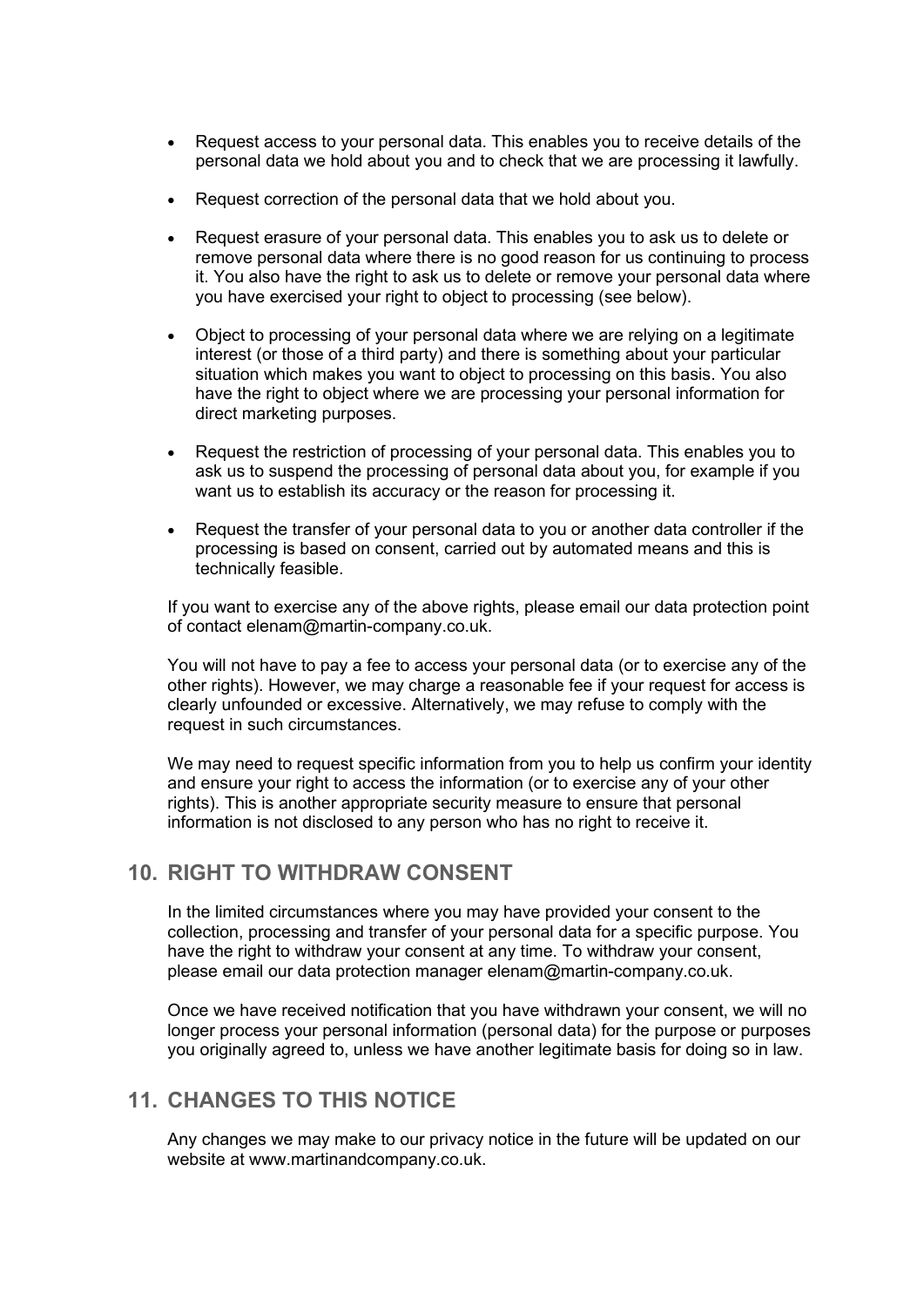- Request access to your personal data. This enables you to receive details of the personal data we hold about you and to check that we are processing it lawfully.
- Request correction of the personal data that we hold about you.
- Request erasure of your personal data. This enables you to ask us to delete or remove personal data where there is no good reason for us continuing to process it. You also have the right to ask us to delete or remove your personal data where you have exercised your right to object to processing (see below).
- Object to processing of your personal data where we are relying on a legitimate interest (or those of a third party) and there is something about your particular situation which makes you want to object to processing on this basis. You also have the right to object where we are processing your personal information for direct marketing purposes.
- Request the restriction of processing of your personal data. This enables you to ask us to suspend the processing of personal data about you, for example if you want us to establish its accuracy or the reason for processing it.
- Request the transfer of your personal data to you or another data controller if the processing is based on consent, carried out by automated means and this is technically feasible.

If you want to exercise any of the above rights, please email our data protection point of contact elenam@martin-company.co.uk.

You will not have to pay a fee to access your personal data (or to exercise any of the other rights). However, we may charge a reasonable fee if your request for access is clearly unfounded or excessive. Alternatively, we may refuse to comply with the request in such circumstances.

We may need to request specific information from you to help us confirm your identity and ensure your right to access the information (or to exercise any of your other rights). This is another appropriate security measure to ensure that personal information is not disclosed to any person who has no right to receive it.

## 10. RIGHT TO WITHDRAW CONSENT

In the limited circumstances where you may have provided your consent to the collection, processing and transfer of your personal data for a specific purpose. You have the right to withdraw your consent at any time. To withdraw your consent, please email our data protection manager elenam@martin-company.co.uk.

Once we have received notification that you have withdrawn your consent, we will no longer process your personal information (personal data) for the purpose or purposes you originally agreed to, unless we have another legitimate basis for doing so in law.

## 11. CHANGES TO THIS NOTICE

Any changes we may make to our privacy notice in the future will be updated on our website at www.martinandcompany.co.uk.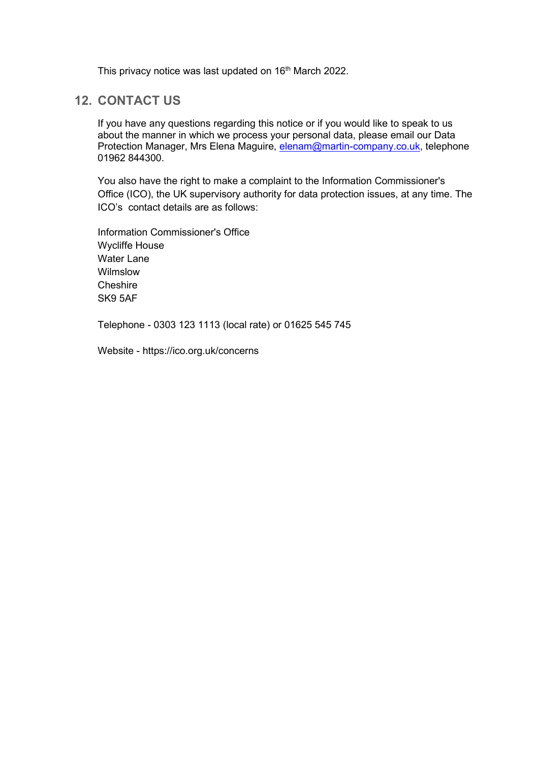This privacy notice was last updated on 16th March 2022.

## 12. CONTACT US

If you have any questions regarding this notice or if you would like to speak to us about the manner in which we process your personal data, please email our Data Protection Manager, Mrs Elena Maguire, elenam@martin-company.co.uk, telephone 01962 844300.

You also have the right to make a complaint to the Information Commissioner's Office (ICO), the UK supervisory authority for data protection issues, at any time. The ICO's contact details are as follows:

Information Commissioner's Office
Wycliffe House
Water Lane
Wilmslow
Cheshire
SK9 5AF

Telephone - 0303 123 1113 (local rate) or 01625 545 745

Website - https://ico.org.uk/concerns